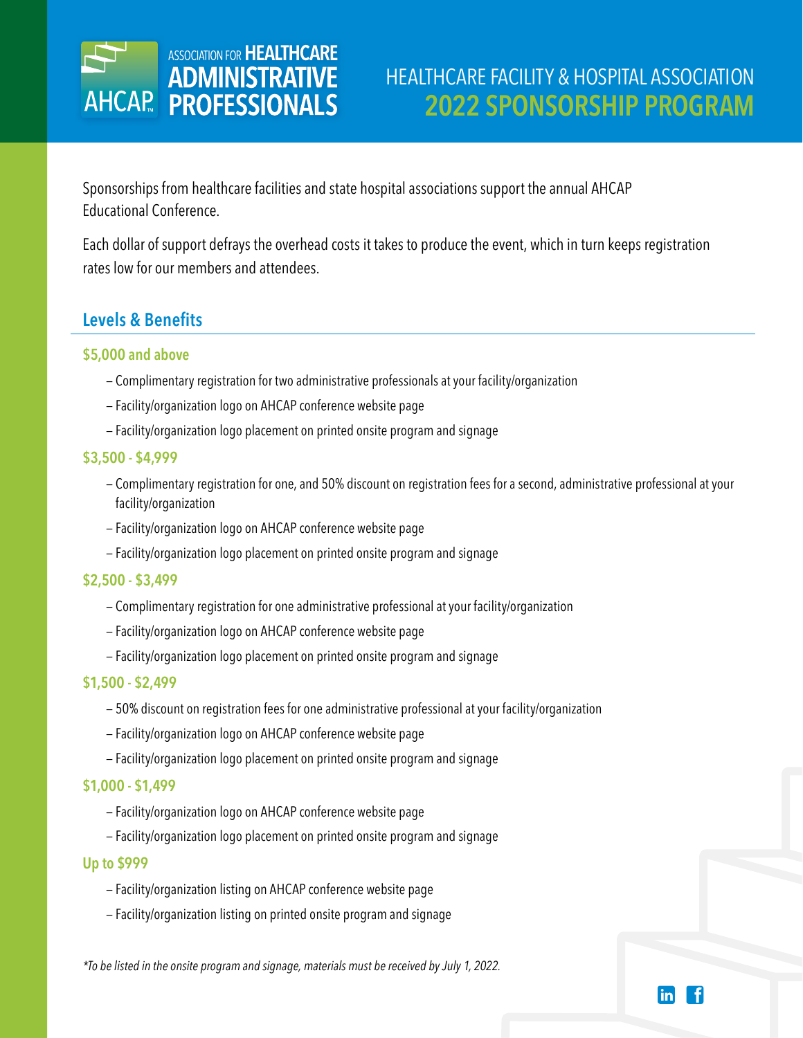ASSOCIATION FOR HEALTHCARE ADMINISTRATIVE PROFESSIONALS

AHCAP

# HEALTHCARE FACILITY & HOSPITAL ASSOCIATION 2022 SPONSORSHIP PROGRAM

Sponsorships from healthcare facilities and state hospital associations support the annual AHCAP Educational Conference.

Each dollar of support defrays the overhead costs it takes to produce the event, which in turn keeps registration rates low for our members and attendees.

## Levels & Benefits

### $5,000 and above

- Complimentary registration for two administrative professionals at your facility/organization
- Facility/organization logo on AHCAP conference website page
- Facility/organization logo placement on printed onsite program and signage

### $3,500 - $4,999

- Complimentary registration for one, and 50% discount on registration fees for a second, administrative professional at your facility/organization
- Facility/organization logo on AHCAP conference website page
- Facility/organization logo placement on printed onsite program and signage

### $2,500 - $3,499

- Complimentary registration for one administrative professional at your facility/organization
- Facility/organization logo on AHCAP conference website page
- Facility/organization logo placement on printed onsite program and signage

### $1,500 - $2,499

- 50% discount on registration fees for one administrative professional at your facility/organization
- Facility/organization logo on AHCAP conference website page
- Facility/organization logo placement on printed onsite program and signage

### $1,000 - $1,499

- Facility/organization logo on AHCAP conference website page
- Facility/organization logo placement on printed onsite program and signage

### Up to $999

- Facility/organization listing on AHCAP conference website page
- Facility/organization listing on printed onsite program and signage

*\*To be listed in the onsite program and signage, materials must be received by July 1, 2022.*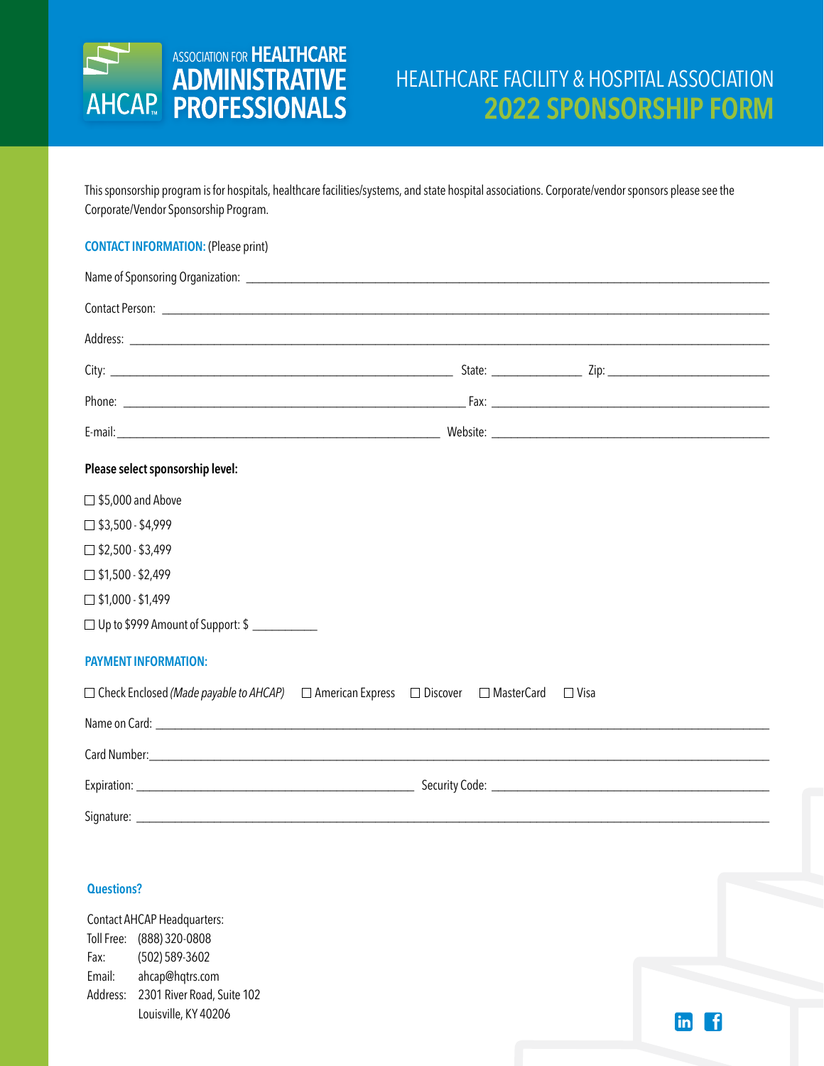ASSOCIATION FOR HEALTHCARE ADMINISTRATIVE PROFESSIONALS

AHCAP

# HEALTHCARE FACILITY & HOSPITAL ASSOCIATION 2022 SPONSORSHIP FORM

This sponsorship program is for hospitals, healthcare facilities/systems, and state hospital associations. Corporate/vendor sponsors please see the Corporate/Vendor Sponsorship Program.

**CONTACT INFORMATION:** (Please print)

Name of Sponsoring Organization: ____________________________________________

Contact Person: ____________________________________________

Address: ____________________________________________

City: ______________________________ State: __________ Zip: __________________

Phone: ______________________________ Fax: ______________________________

E-mail: ______________________________ Website: ______________________________

**Please select sponsorship level:**

☐ $5,000 and Above

☐ $3,500 - $4,999

☐ $2,500 - $3,499

☐ $1,500 - $2,499

☐ $1,000 - $1,499

☐ Up to $999 Amount of Support: $ __________

**PAYMENT INFORMATION:**

☐ Check Enclosed *(Made payable to AHCAP)* ☐ American Express ☐ Discover ☐ MasterCard ☐ Visa

Name on Card: ____________________________________________

Card Number: ____________________________________________

Expiration: ______________________________ Security Code: ______________________________

Signature: ____________________________________________

**Questions?**

Contact AHCAP Headquarters:

Toll Free: (888) 320-0808

Fax: (502) 589-3602

Email: ahcap@hqtrs.com

Address: 2301 River Road, Suite 102
Louisville, KY 40206